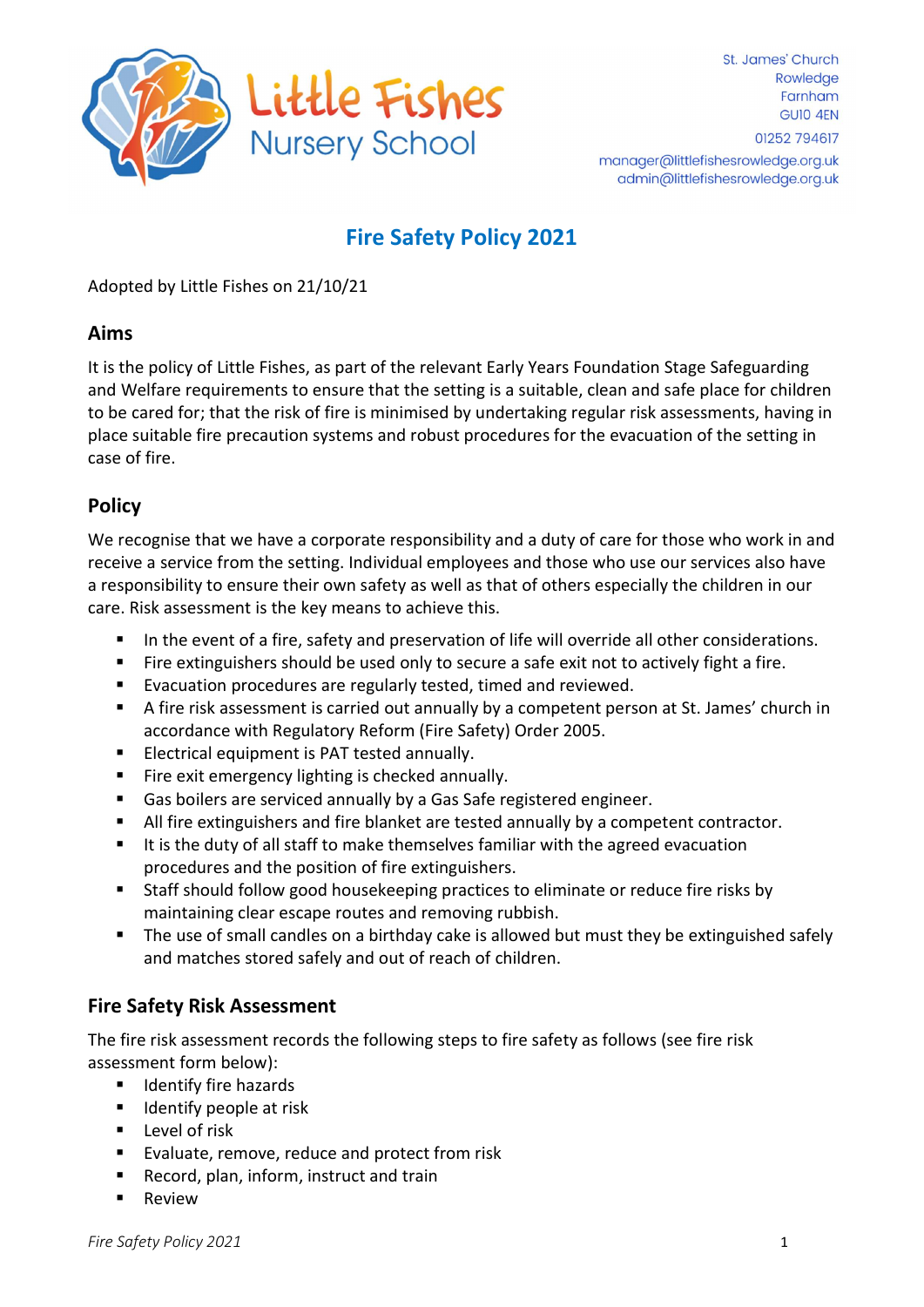Little Fishes Nursery School

St. James' Church
Rowledge
Farnham
GU10 4EN

01252 794617

manager@littlefishesrowledge.org.uk
admin@littlefishesrowledge.org.uk

# Fire Safety Policy 2021

Adopted by Little Fishes on 21/10/21

## Aims

It is the policy of Little Fishes, as part of the relevant Early Years Foundation Stage Safeguarding and Welfare requirements to ensure that the setting is a suitable, clean and safe place for children to be cared for; that the risk of fire is minimised by undertaking regular risk assessments, having in place suitable fire precaution systems and robust procedures for the evacuation of the setting in case of fire.

## Policy

We recognise that we have a corporate responsibility and a duty of care for those who work in and receive a service from the setting. Individual employees and those who use our services also have a responsibility to ensure their own safety as well as that of others especially the children in our care. Risk assessment is the key means to achieve this.

- In the event of a fire, safety and preservation of life will override all other considerations.
- Fire extinguishers should be used only to secure a safe exit not to actively fight a fire.
- Evacuation procedures are regularly tested, timed and reviewed.
- A fire risk assessment is carried out annually by a competent person at St. James' church in accordance with Regulatory Reform (Fire Safety) Order 2005.
- Electrical equipment is PAT tested annually.
- Fire exit emergency lighting is checked annually.
- Gas boilers are serviced annually by a Gas Safe registered engineer.
- All fire extinguishers and fire blanket are tested annually by a competent contractor.
- It is the duty of all staff to make themselves familiar with the agreed evacuation procedures and the position of fire extinguishers.
- Staff should follow good housekeeping practices to eliminate or reduce fire risks by maintaining clear escape routes and removing rubbish.
- The use of small candles on a birthday cake is allowed but must they be extinguished safely and matches stored safely and out of reach of children.

## Fire Safety Risk Assessment

The fire risk assessment records the following steps to fire safety as follows (see fire risk assessment form below):

- Identify fire hazards
- Identify people at risk
- Level of risk
- Evaluate, remove, reduce and protect from risk
- Record, plan, inform, instruct and train
- Review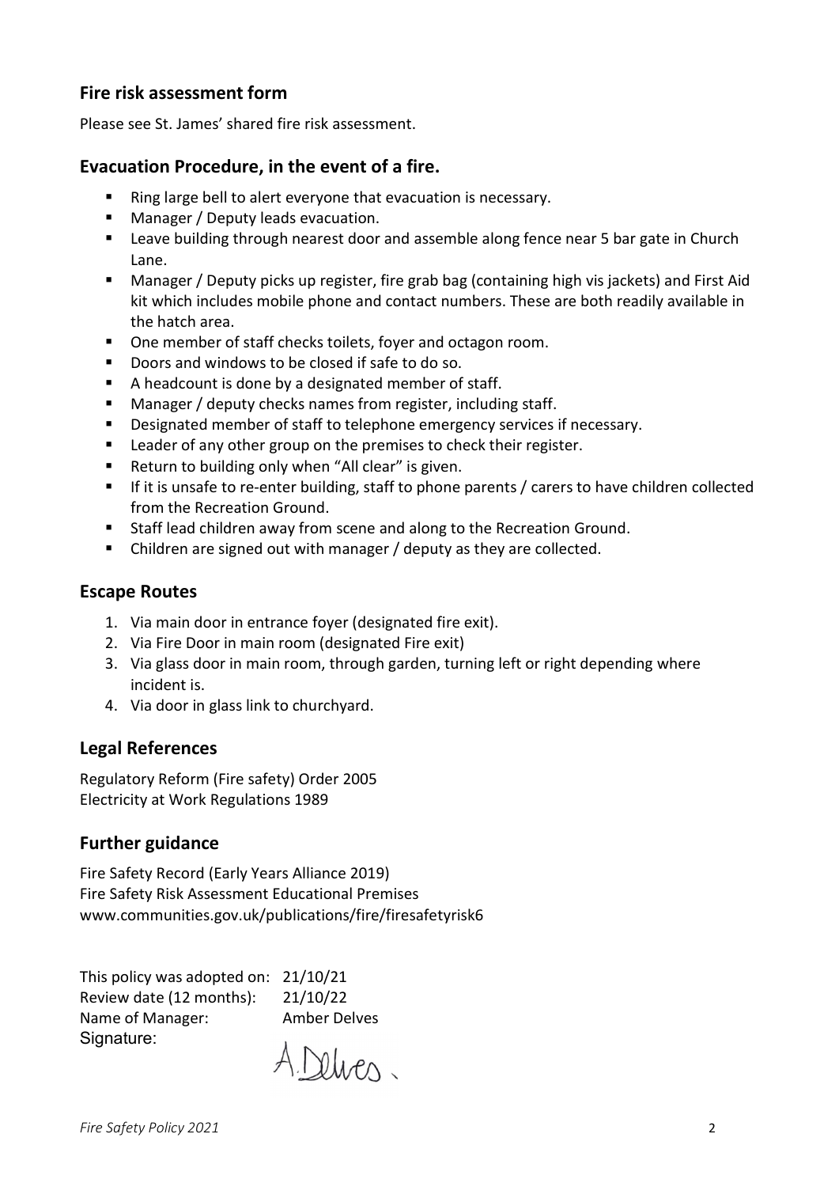## Fire risk assessment form

Please see St. James' shared fire risk assessment.

## Evacuation Procedure, in the event of a fire.

- Ring large bell to alert everyone that evacuation is necessary.
- Manager / Deputy leads evacuation.
- Leave building through nearest door and assemble along fence near 5 bar gate in Church Lane.
- Manager / Deputy picks up register, fire grab bag (containing high vis jackets) and First Aid kit which includes mobile phone and contact numbers. These are both readily available in the hatch area.
- One member of staff checks toilets, foyer and octagon room.
- Doors and windows to be closed if safe to do so.
- A headcount is done by a designated member of staff.
- Manager / deputy checks names from register, including staff.
- Designated member of staff to telephone emergency services if necessary.
- Leader of any other group on the premises to check their register.
- Return to building only when "All clear" is given.
- If it is unsafe to re-enter building, staff to phone parents / carers to have children collected from the Recreation Ground.
- Staff lead children away from scene and along to the Recreation Ground.
- Children are signed out with manager / deputy as they are collected.

## Escape Routes

1. Via main door in entrance foyer (designated fire exit).
2. Via Fire Door in main room (designated Fire exit)
3. Via glass door in main room, through garden, turning left or right depending where incident is.
4. Via door in glass link to churchyard.

## Legal References

Regulatory Reform (Fire safety) Order 2005
Electricity at Work Regulations 1989

## Further guidance

Fire Safety Record (Early Years Alliance 2019)
Fire Safety Risk Assessment Educational Premises
www.communities.gov.uk/publications/fire/firesafetyrisk6

This policy was adopted on: 21/10/21
Review date (12 months): 21/10/22
Name of Manager: Amber Delves
Signature: A.Delves.